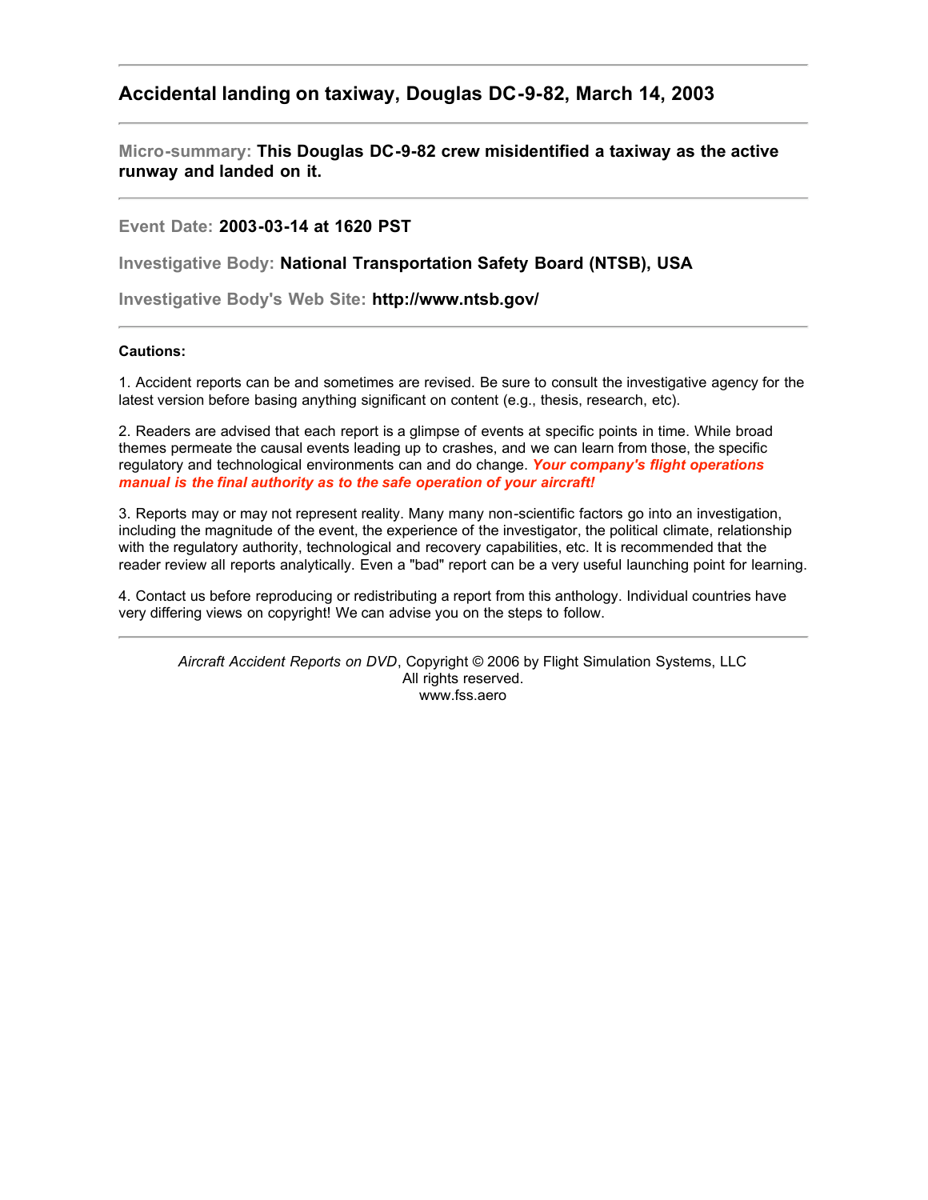## Accidental landing on taxiway, Douglas DC-9-82, March 14, 2003

---

**Micro-summary:** **This Douglas DC-9-82 crew misidentified a taxiway as the active runway and landed on it.**

---

**Event Date:** **2003-03-14 at 1620 PST**

**Investigative Body:** **National Transportation Safety Board (NTSB), USA**

**Investigative Body's Web Site:** **http://www.ntsb.gov/**

---

**Cautions:**

1. Accident reports can be and sometimes are revised. Be sure to consult the investigative agency for the latest version before basing anything significant on content (e.g., thesis, research, etc).

2. Readers are advised that each report is a glimpse of events at specific points in time. While broad themes permeate the causal events leading up to crashes, and we can learn from those, the specific regulatory and technological environments can and do change. ***Your company's flight operations manual is the final authority as to the safe operation of your aircraft!***

3. Reports may or may not represent reality. Many many non-scientific factors go into an investigation, including the magnitude of the event, the experience of the investigator, the political climate, relationship with the regulatory authority, technological and recovery capabilities, etc. It is recommended that the reader review all reports analytically. Even a "bad" report can be a very useful launching point for learning.

4. Contact us before reproducing or redistributing a report from this anthology. Individual countries have very differing views on copyright! We can advise you on the steps to follow.

---

*Aircraft Accident Reports on DVD*, Copyright © 2006 by Flight Simulation Systems, LLC
All rights reserved.
www.fss.aero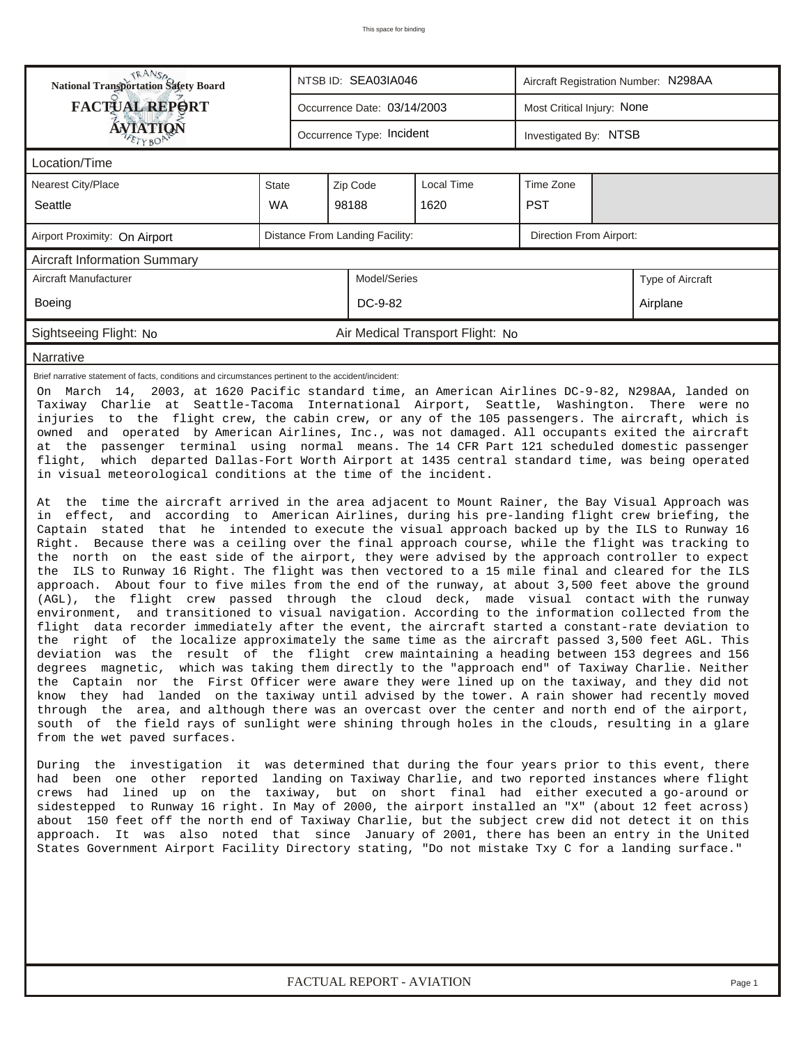This space for binding

| National Transportation Safety Board FACTUAL REPORT AVIATION | NTSB ID: SEA03IA046 | Aircraft Registration Number: N298AA |
|---|---|---|
| | Occurrence Date: 03/14/2003 | Most Critical Injury: None |
| | Occurrence Type: Incident | Investigated By: NTSB |

## Location/Time

| Nearest City/Place | State | Zip Code | Local Time | Time Zone |
|---|---|---|---|---|
| Seattle | WA | 98188 | 1620 | PST |

| Airport Proximity: On Airport | Distance From Landing Facility: | Direction From Airport: |
|---|---|---|

## Aircraft Information Summary

| Aircraft Manufacturer | Model/Series | Type of Aircraft |
|---|---|---|
| Boeing | DC-9-82 | Airplane |

Sightseeing Flight: No | Air Medical Transport Flight: No

## Narrative

Brief narrative statement of facts, conditions and circumstances pertinent to the accident/incident:

On March 14, 2003, at 1620 Pacific standard time, an American Airlines DC-9-82, N298AA, landed on Taxiway Charlie at Seattle-Tacoma International Airport, Seattle, Washington. There were no injuries to the flight crew, the cabin crew, or any of the 105 passengers. The aircraft, which is owned and operated by American Airlines, Inc., was not damaged. All occupants exited the aircraft at the passenger terminal using normal means. The 14 CFR Part 121 scheduled domestic passenger flight, which departed Dallas-Fort Worth Airport at 1435 central standard time, was being operated in visual meteorological conditions at the time of the incident.

At the time the aircraft arrived in the area adjacent to Mount Rainer, the Bay Visual Approach was in effect, and according to American Airlines, during his pre-landing flight crew briefing, the Captain stated that he intended to execute the visual approach backed up by the ILS to Runway 16 Right. Because there was a ceiling over the final approach course, while the flight was tracking to the north on the east side of the airport, they were advised by the approach controller to expect the ILS to Runway 16 Right. The flight was then vectored to a 15 mile final and cleared for the ILS approach. About four to five miles from the end of the runway, at about 3,500 feet above the ground (AGL), the flight crew passed through the cloud deck, made visual contact with the runway environment, and transitioned to visual navigation. According to the information collected from the flight data recorder immediately after the event, the aircraft started a constant-rate deviation to the right of the localize approximately the same time as the aircraft passed 3,500 feet AGL. This deviation was the result of the flight crew maintaining a heading between 153 degrees and 156 degrees magnetic, which was taking them directly to the "approach end" of Taxiway Charlie. Neither the Captain nor the First Officer were aware they were lined up on the taxiway, and they did not know they had landed on the taxiway until advised by the tower. A rain shower had recently moved through the area, and although there was an overcast over the center and north end of the airport, south of the field rays of sunlight were shining through holes in the clouds, resulting in a glare from the wet paved surfaces.

During the investigation it was determined that during the four years prior to this event, there had been one other reported landing on Taxiway Charlie, and two reported instances where flight crews had lined up on the taxiway, but on short final had either executed a go-around or sidestepped to Runway 16 right. In May of 2000, the airport installed an "X" (about 12 feet across) about 150 feet off the north end of Taxiway Charlie, but the subject crew did not detect it on this approach. It was also noted that since January of 2001, there has been an entry in the United States Government Airport Facility Directory stating, "Do not mistake Txy C for a landing surface."

FACTUAL REPORT - AVIATION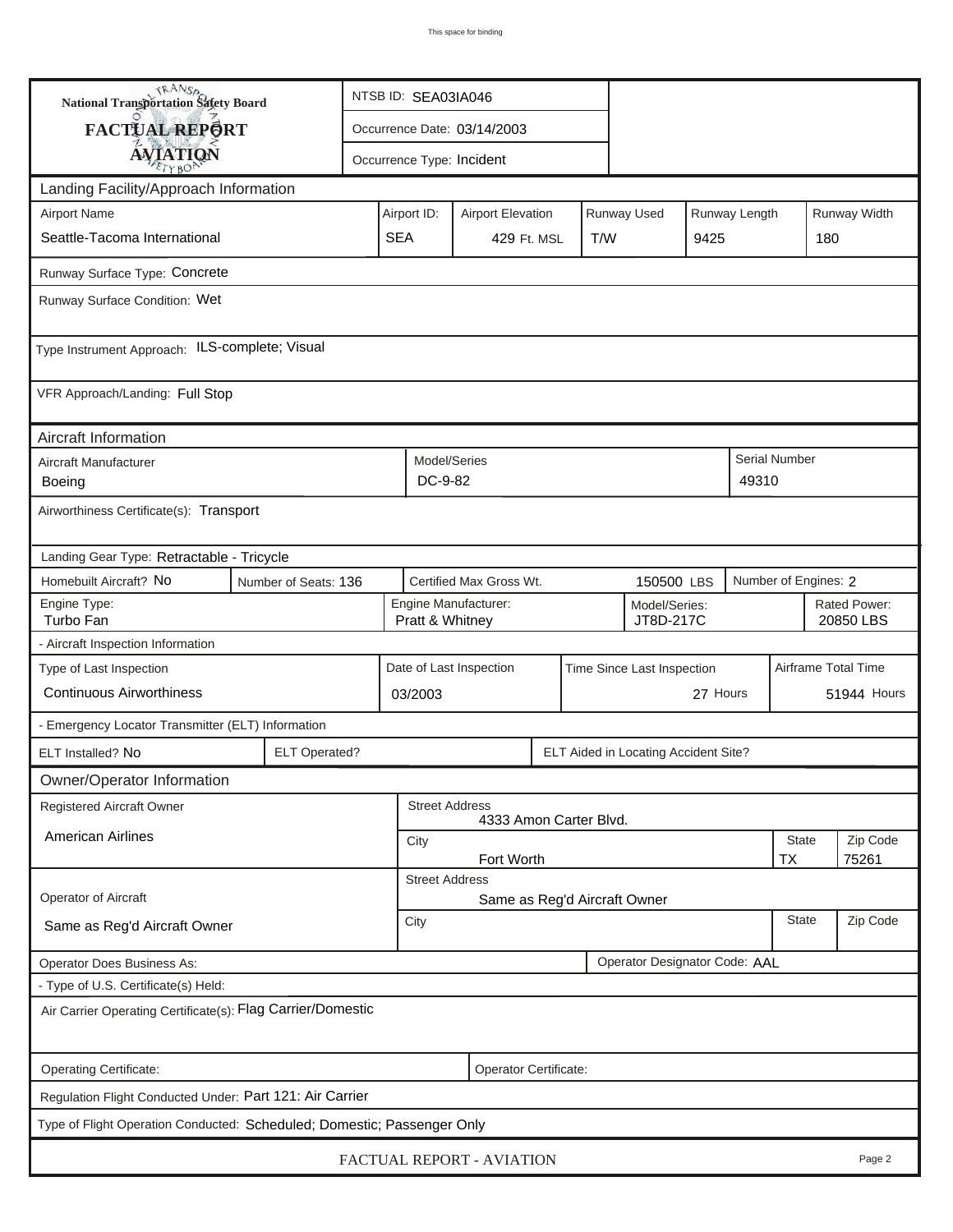This space for binding

| National Transportation Safety Board FACTUAL REPORT AVIATION | NTSB ID: SEA03IA046 |
|---|---|
| | Occurrence Date: 03/14/2003 |
| | Occurrence Type: Incident |

## Landing Facility/Approach Information

| Airport Name | Airport ID: | Airport Elevation | Runway Used | Runway Length | Runway Width |
|---|---|---|---|---|---|
| Seattle-Tacoma International | SEA | 429 Ft. MSL | T/W | 9425 | 180 |

Runway Surface Type: Concrete

Runway Surface Condition: Wet

Type Instrument Approach: ILS-complete; Visual

VFR Approach/Landing: Full Stop

## Aircraft Information

| Aircraft Manufacturer | Model/Series | Serial Number |
|---|---|---|
| Boeing | DC-9-82 | 49310 |

Airworthiness Certificate(s): Transport

Landing Gear Type: Retractable - Tricycle

| Homebuilt Aircraft? | Number of Seats: | Certified Max Gross Wt. | Number of Engines: |
|---|---|---|---|
| No | 136 | 150500 LBS | 2 |

| Engine Type: | Engine Manufacturer: | Model/Series: | Rated Power: |
|---|---|---|---|
| Turbo Fan | Pratt & Whitney | JT8D-217C | 20850 LBS |

- Aircraft Inspection Information

| Type of Last Inspection | Date of Last Inspection | Time Since Last Inspection | Airframe Total Time |
|---|---|---|---|
| Continuous Airworthiness | 03/2003 | 27 Hours | 51944 Hours |

- Emergency Locator Transmitter (ELT) Information

| ELT Installed? | ELT Operated? | ELT Aided in Locating Accident Site? |
|---|---|---|
| No | | |

## Owner/Operator Information

| Registered Aircraft Owner | Street Address | | |
|---|---|---|---|
| American Airlines | 4333 Amon Carter Blvd. | | |
| | City | State | Zip Code |
| | Fort Worth | TX | 75261 |

| Operator of Aircraft | Street Address | | |
|---|---|---|---|
| Same as Reg'd Aircraft Owner | Same as Reg'd Aircraft Owner | | |
| | City | State | Zip Code |
| | | | |

Operator Does Business As:

Operator Designator Code: AAL

- Type of U.S. Certificate(s) Held:

Air Carrier Operating Certificate(s): Flag Carrier/Domestic

Operating Certificate:

Operator Certificate:

Regulation Flight Conducted Under: Part 121: Air Carrier

Type of Flight Operation Conducted: Scheduled; Domestic; Passenger Only

FACTUAL REPORT - AVIATION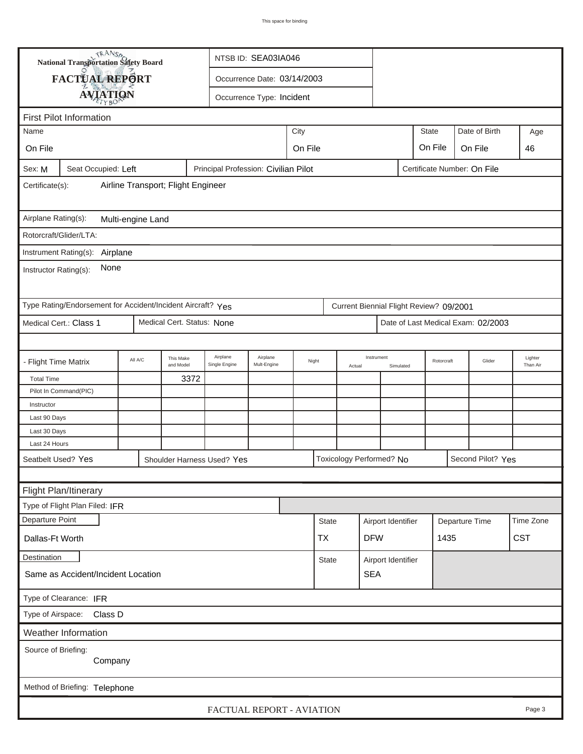This space for binding

**National Transportation Safety Board**
**FACTUAL REPORT**
**AVIATION**

NTSB ID: SEA03IA046

Occurrence Date: 03/14/2003

Occurrence Type: Incident

## First Pilot Information

| Name | City | State | Date of Birth | Age |
|---|---|---|---|---|
| On File | On File | On File | On File | 46 |

Sex: M | Seat Occupied: Left | Principal Profession: Civilian Pilot | Certificate Number: On File

Certificate(s): Airline Transport; Flight Engineer

Airplane Rating(s): Multi-engine Land

Rotorcraft/Glider/LTA:

Instrument Rating(s): Airplane

Instructor Rating(s): None

Type Rating/Endorsement for Accident/Incident Aircraft? Yes | Current Biennial Flight Review? 09/2001

Medical Cert.: Class 1 | Medical Cert. Status: None | Date of Last Medical Exam: 02/2003

| - Flight Time Matrix | All A/C | This Make and Model | Airplane Single Engine | Airplane Mult-Engine | Night | Instrument Actual | Instrument Simulated | Rotorcraft | Glider | Lighter Than Air |
|---|---|---|---|---|---|---|---|---|---|---|
| Total Time | | 3372 | | | | | | | | |
| Pilot In Command(PIC) | | | | | | | | | | |
| Instructor | | | | | | | | | | |
| Last 90 Days | | | | | | | | | | |
| Last 30 Days | | | | | | | | | | |
| Last 24 Hours | | | | | | | | | | |

Seatbelt Used? Yes | Shoulder Harness Used? Yes | Toxicology Performed? No | Second Pilot? Yes

## Flight Plan/Itinerary

Type of Flight Plan Filed: IFR

| Departure Point | State | Airport Identifier | Departure Time | Time Zone |
|---|---|---|---|---|
| Dallas-Ft Worth | TX | DFW | 1435 | CST |

| Destination | State | Airport Identifier |
|---|---|---|
| Same as Accident/Incident Location | | SEA |

Type of Clearance: IFR

Type of Airspace: Class D

## Weather Information

Source of Briefing: Company

Method of Briefing: Telephone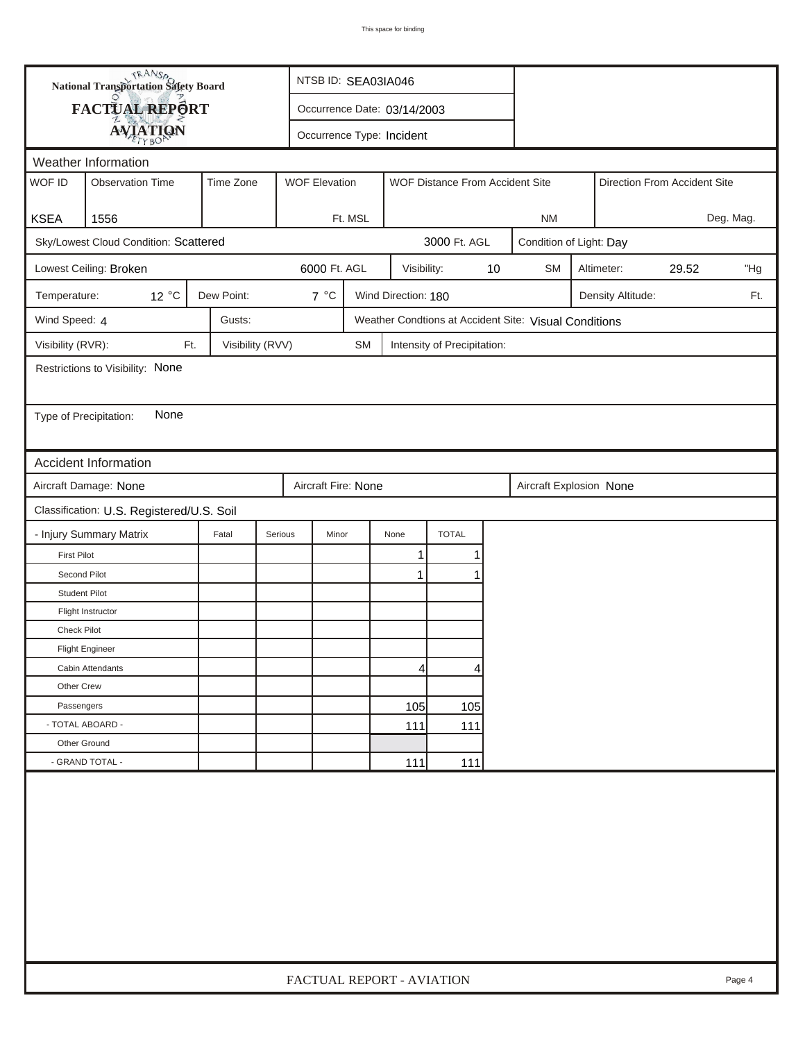**National Transportation Safety Board**
**FACTUAL REPORT**
**AVIATION**

NTSB ID: SEA03IA046

Occurrence Date: 03/14/2003

Occurrence Type: Incident

## Weather Information

| WOF ID | Observation Time | Time Zone | WOF Elevation | WOF Distance From Accident Site | Direction From Accident Site |
|---|---|---|---|---|---|
| KSEA | 1556 | | Ft. MSL | NM | Deg. Mag. |

Sky/Lowest Cloud Condition: Scattered — 3000 Ft. AGL

Condition of Light: Day

Lowest Ceiling: Broken — 6000 Ft. AGL

Visibility: 10 SM

Altimeter: 29.52 "Hg

Temperature: 12 °C

Dew Point: 7 °C

Wind Direction: 180

Density Altitude: Ft.

Wind Speed: 4

Gusts:

Weather Condtions at Accident Site: Visual Conditions

Visibility (RVR): Ft.

Visibility (RVV) SM

Intensity of Precipitation:

Restrictions to Visibility: None

Type of Precipitation: None

## Accident Information

Aircraft Damage: None

Aircraft Fire: None

Aircraft Explosion None

Classification: U.S. Registered/U.S. Soil

| - Injury Summary Matrix | Fatal | Serious | Minor | None | TOTAL |
|---|---|---|---|---|---|
| First Pilot | | | | 1 | 1 |
| Second Pilot | | | | 1 | 1 |
| Student Pilot | | | | | |
| Flight Instructor | | | | | |
| Check Pilot | | | | | |
| Flight Engineer | | | | | |
| Cabin Attendants | | | | 4 | 4 |
| Other Crew | | | | | |
| Passengers | | | | 105 | 105 |
| - TOTAL ABOARD - | | | | 111 | 111 |
| Other Ground | | | | | |
| - GRAND TOTAL - | | | | 111 | 111 |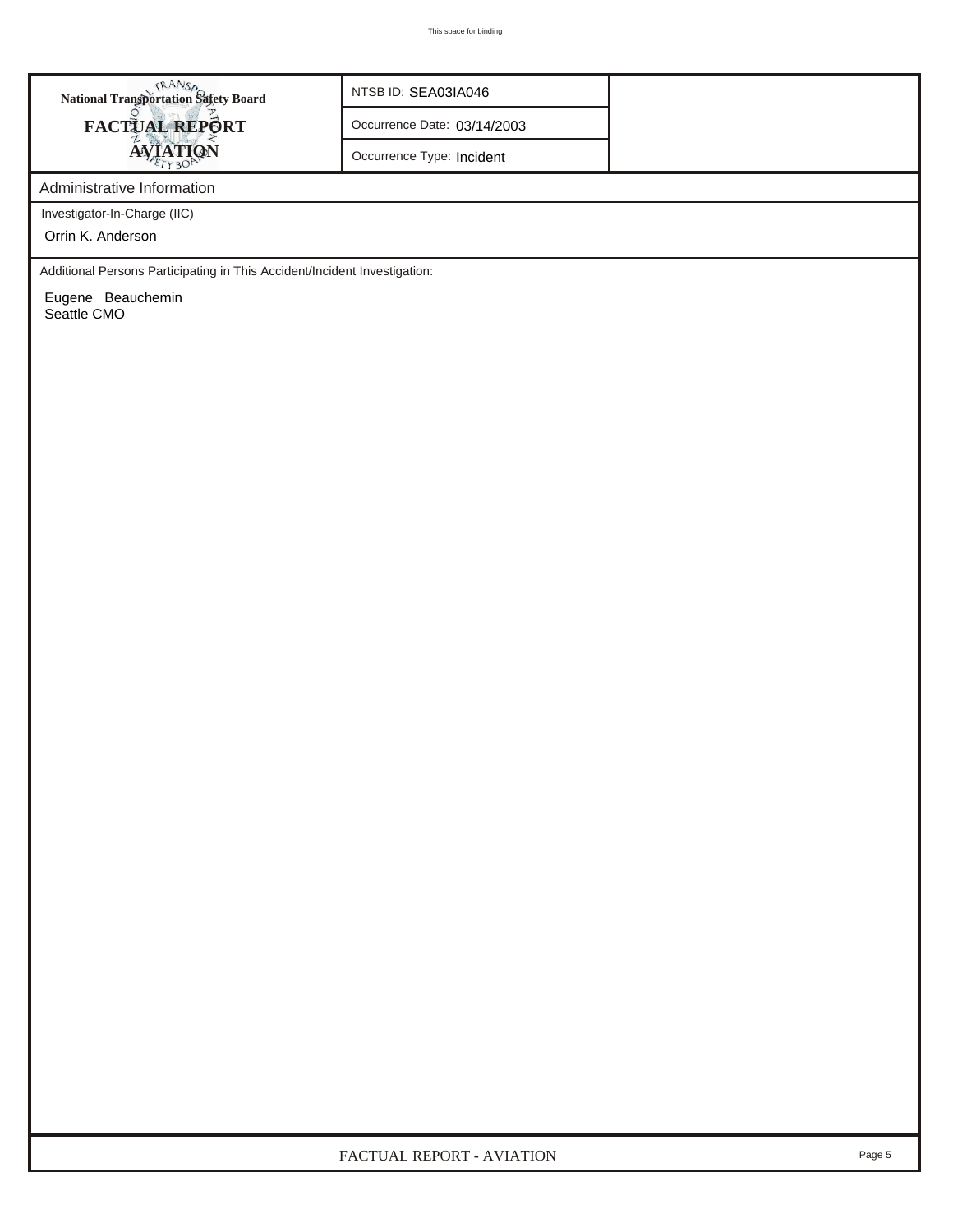This space for binding

**National Transportation Safety Board**

**FACTUAL REPORT**

**AVIATION**

| | |
|---|---|
| NTSB ID: SEA03IA046 | |
| Occurrence Date: 03/14/2003 | |
| Occurrence Type: Incident | |

## Administrative Information

Investigator-In-Charge (IIC)

Orrin K. Anderson

Additional Persons Participating in This Accident/Incident Investigation:

Eugene Beauchemin
Seattle CMO

FACTUAL REPORT - AVIATION